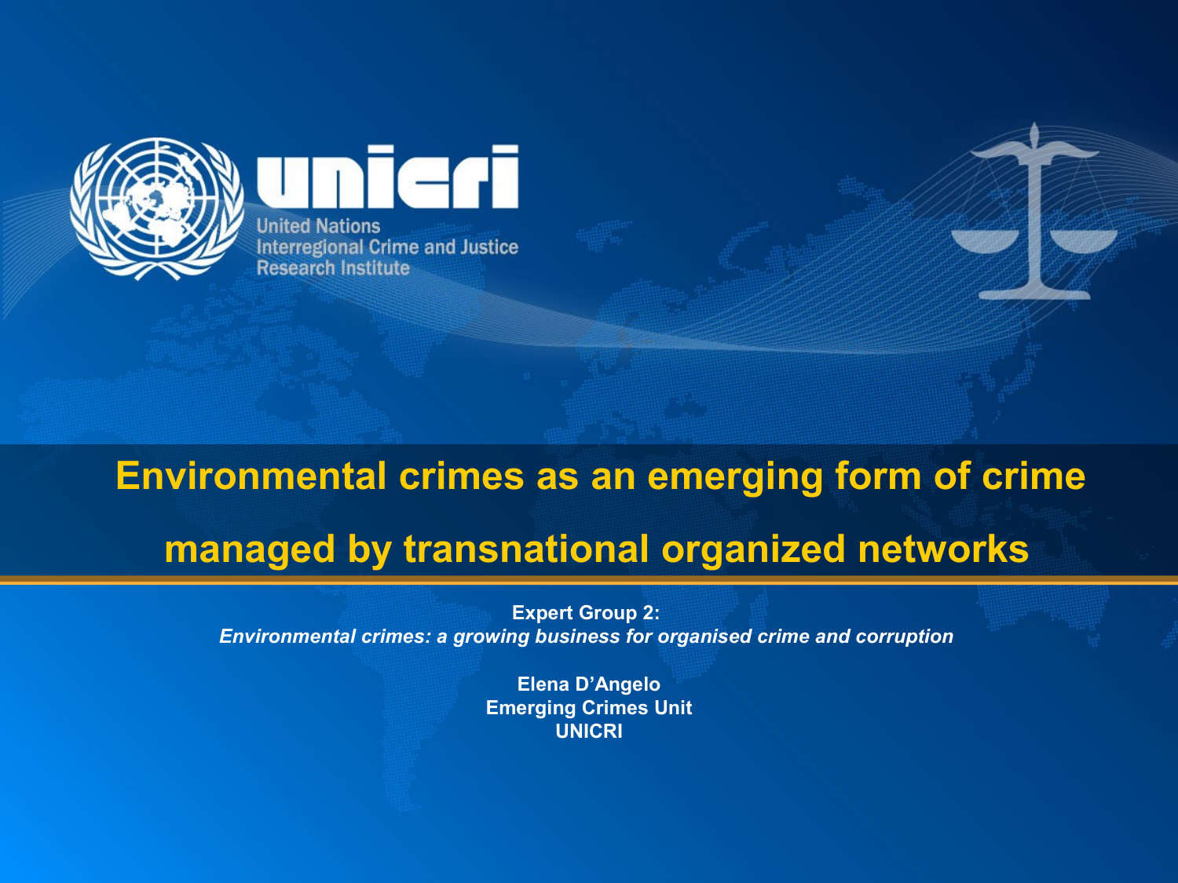unicri

United Nations Interregional Crime and Justice Research Institute

# Environmental crimes as an emerging form of crime managed by transnational organized networks

**Expert Group 2:**
***Environmental crimes: a growing business for organised crime and corruption***

**Elena D'Angelo**
**Emerging Crimes Unit**
**UNICRI**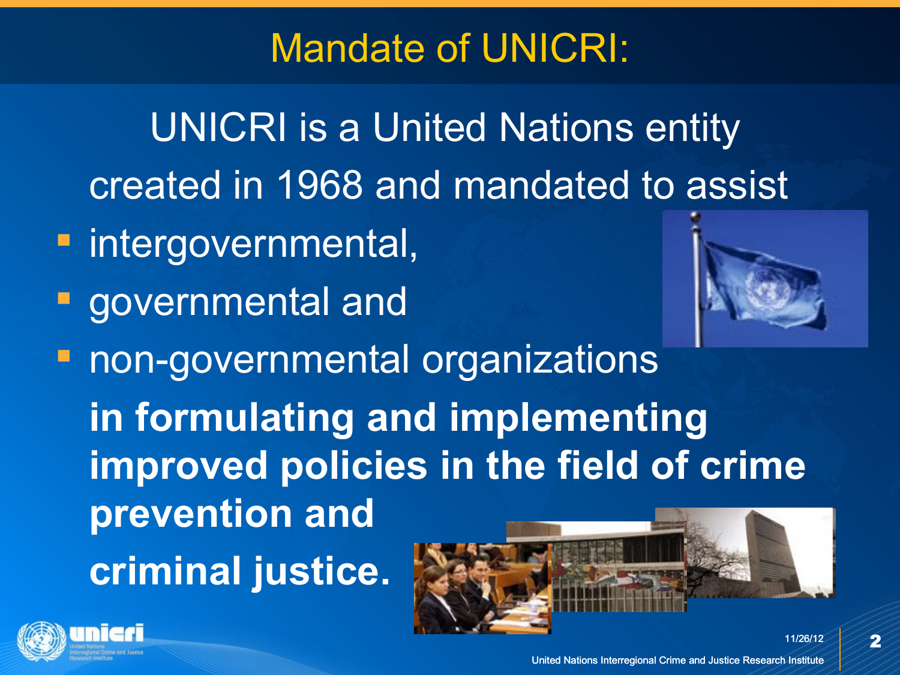# Mandate of UNICRI:

UNICRI is a United Nations entity created in 1968 and mandated to assist

- intergovernmental,
- governmental and
- non-governmental organizations

**in formulating and implementing improved policies in the field of crime prevention and criminal justice.**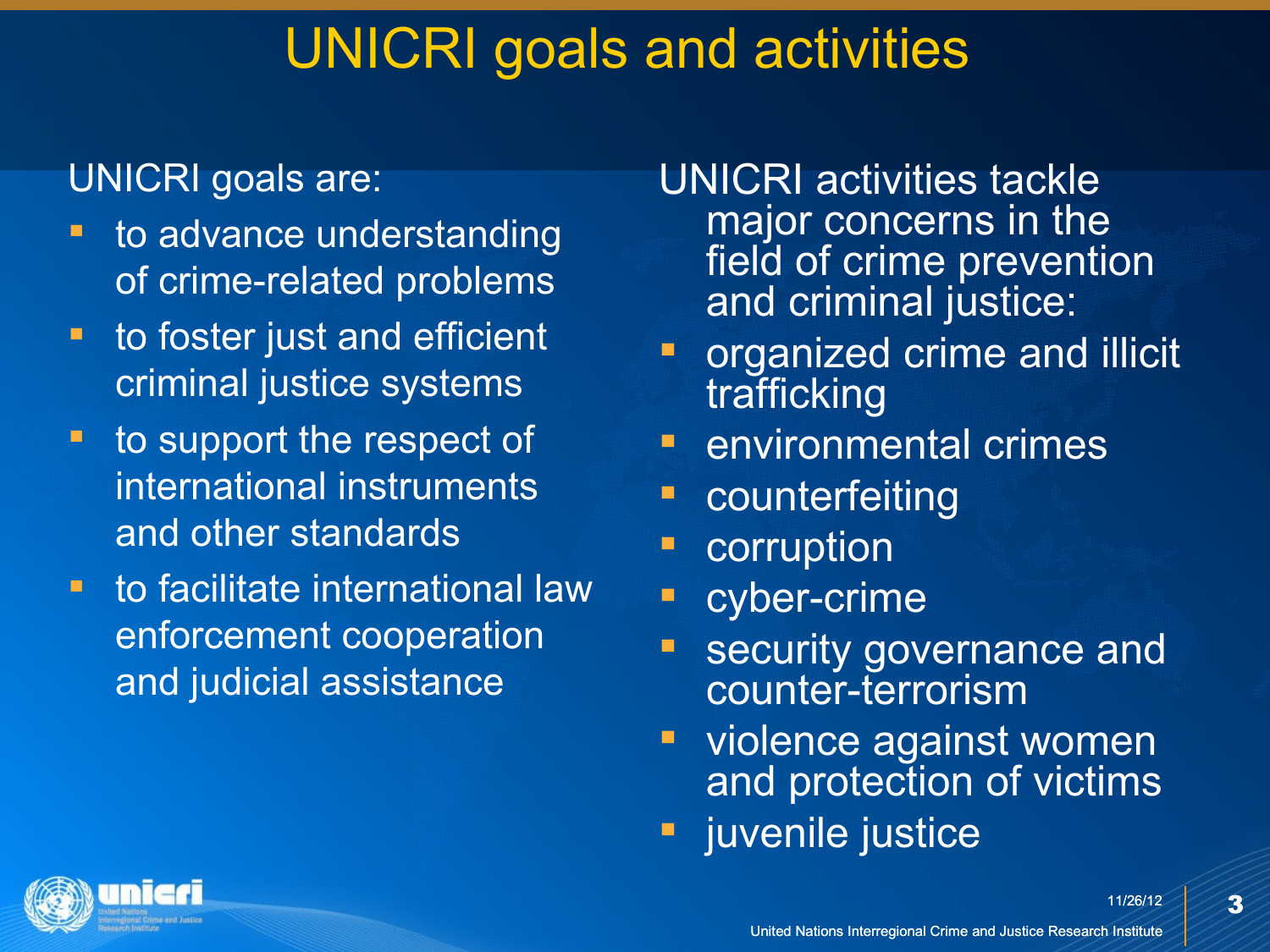# UNICRI goals and activities

UNICRI goals are:

- to advance understanding of crime-related problems
- to foster just and efficient criminal justice systems
- to support the respect of international instruments and other standards
- to facilitate international law enforcement cooperation and judicial assistance

UNICRI activities tackle major concerns in the field of crime prevention and criminal justice:

- organized crime and illicit trafficking
- environmental crimes
- counterfeiting
- corruption
- cyber-crime
- security governance and counter-terrorism
- violence against women and protection of victims
- juvenile justice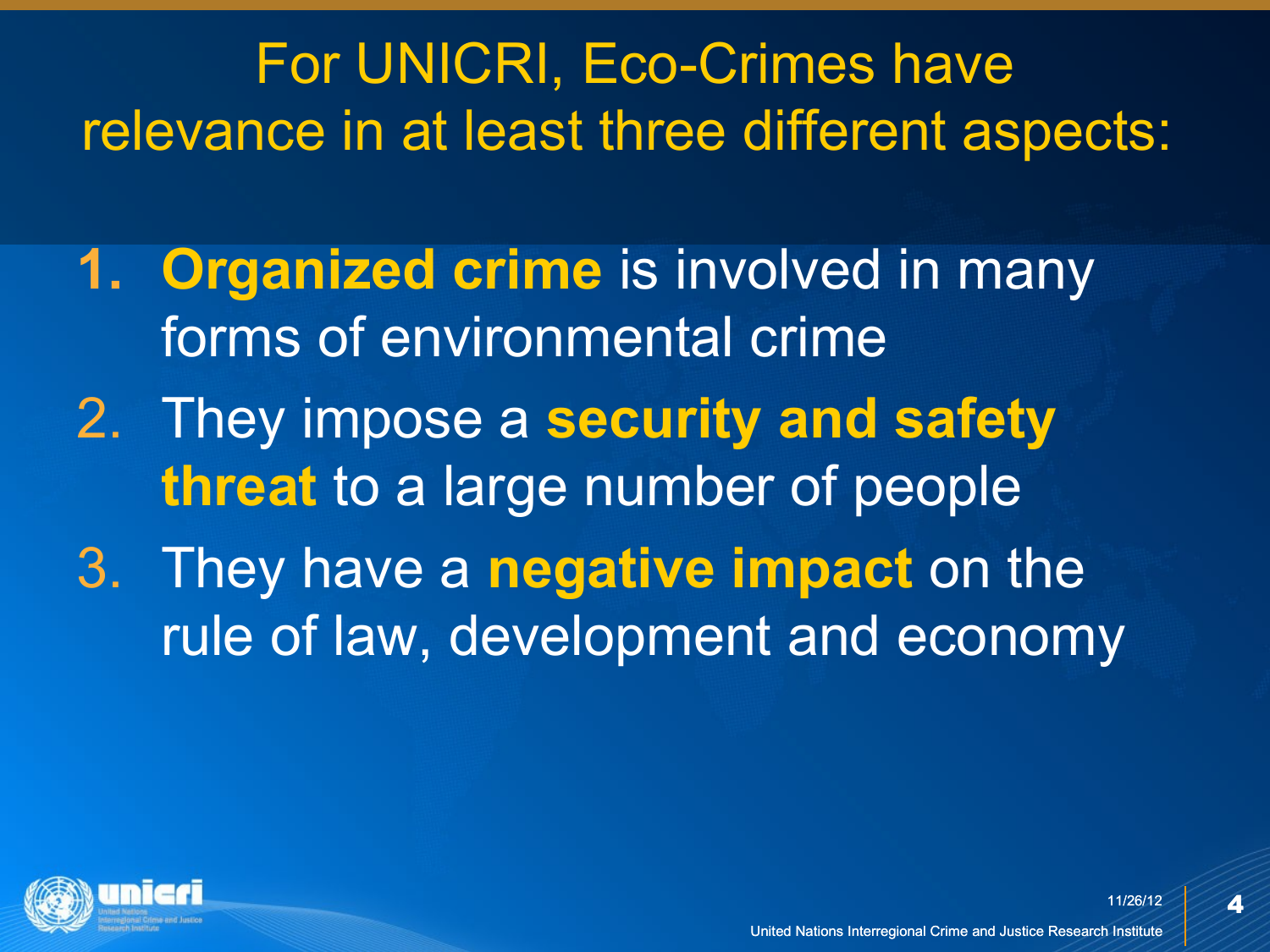# For UNICRI, Eco-Crimes have relevance in at least three different aspects:

1. **Organized crime** is involved in many forms of environmental crime
2. They impose a **security and safety threat** to a large number of people
3. They have a **negative impact** on the rule of law, development and economy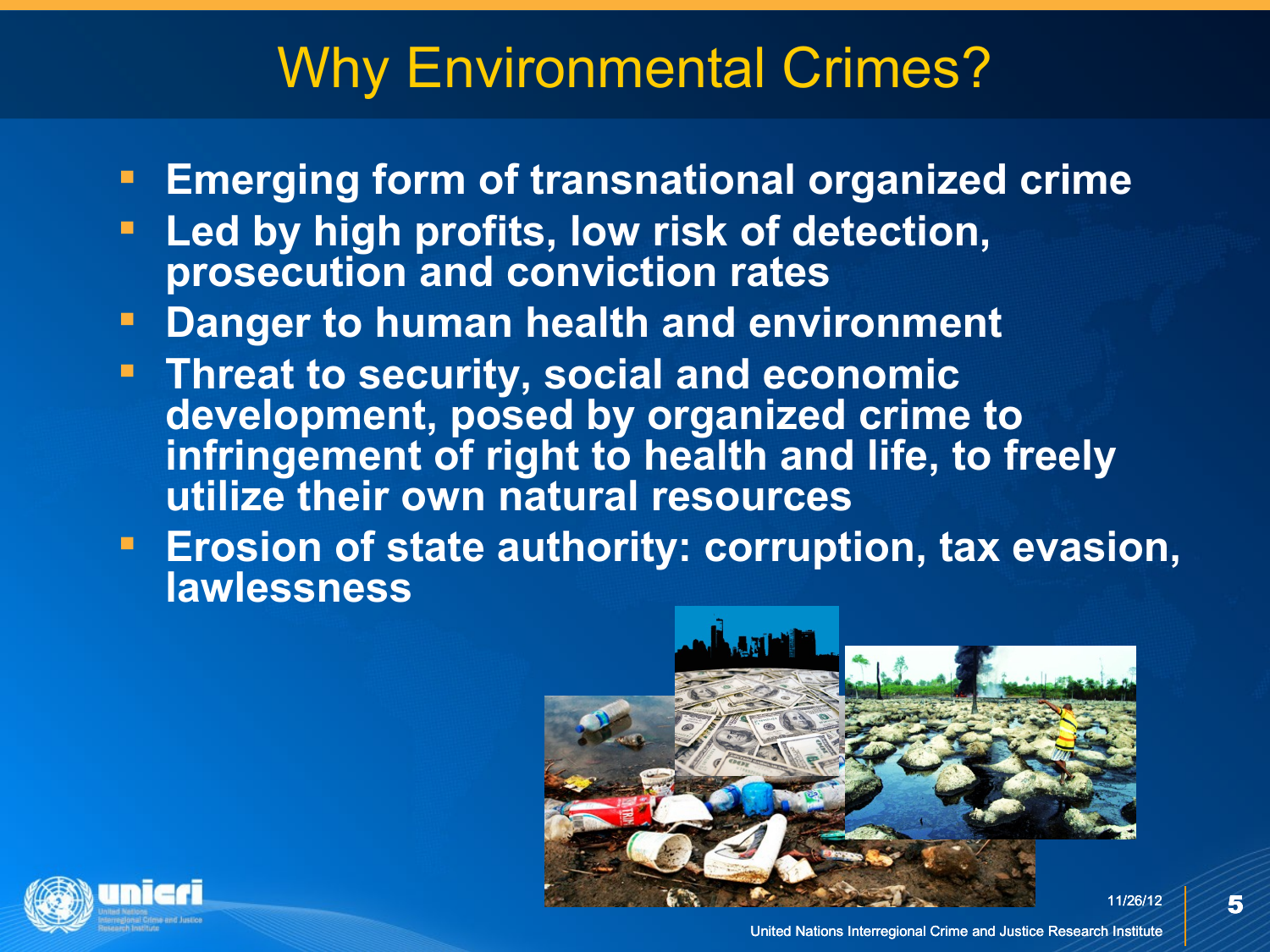# Why Environmental Crimes?

- **Emerging form of transnational organized crime**
- **Led by high profits, low risk of detection, prosecution and conviction rates**
- **Danger to human health and environment**
- **Threat to security, social and economic development, posed by organized crime to infringement of right to health and life, to freely utilize their own natural resources**
- **Erosion of state authority: corruption, tax evasion, lawlessness**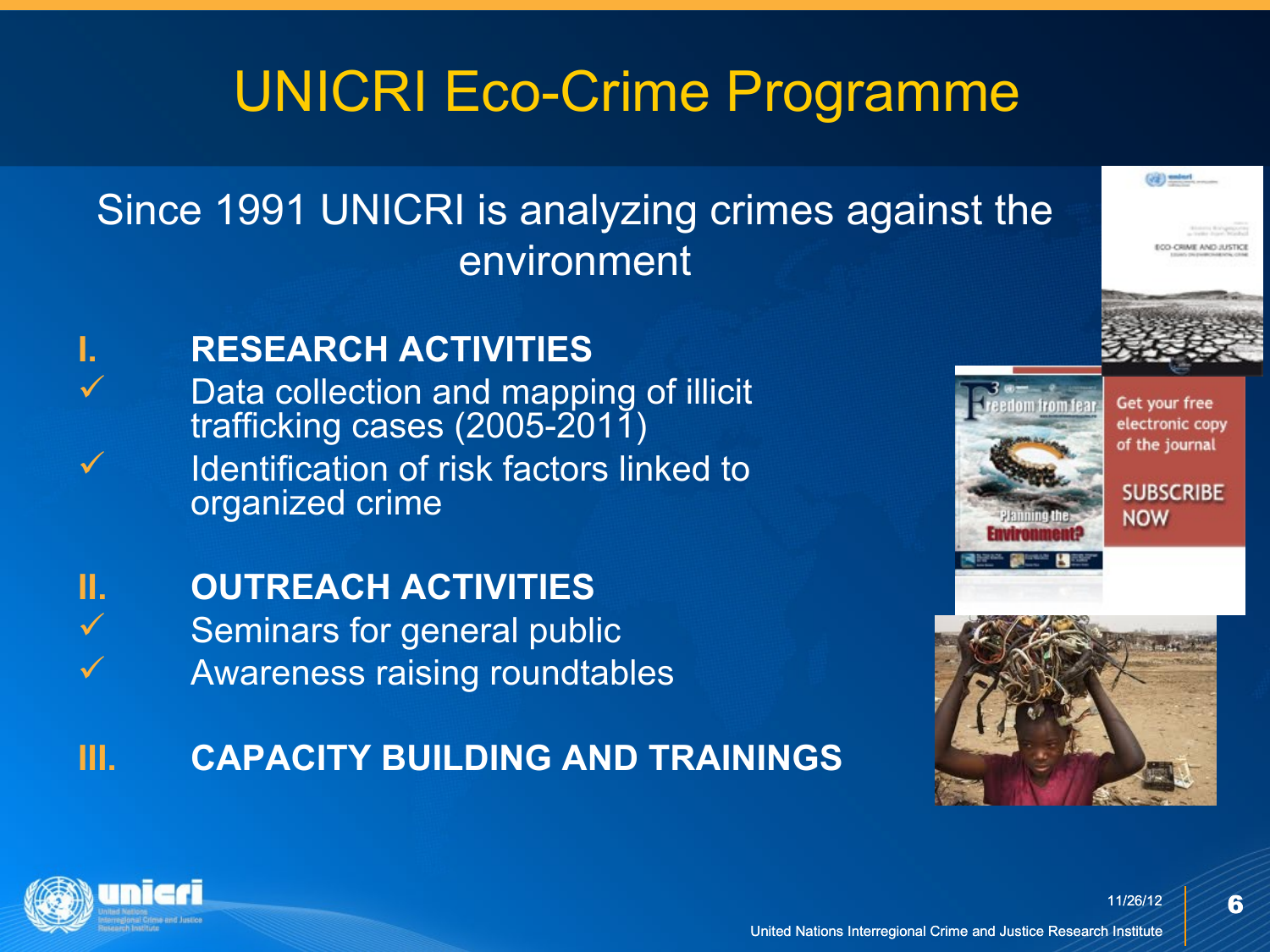# UNICRI Eco-Crime Programme

Since 1991 UNICRI is analyzing crimes against the environment

**I. RESEARCH ACTIVITIES**

- ✓ Data collection and mapping of illicit trafficking cases (2005-2011)
- ✓ Identification of risk factors linked to organized crime

**II. OUTREACH ACTIVITIES**

- ✓ Seminars for general public
- ✓ Awareness raising roundtables

**III. CAPACITY BUILDING AND TRAININGS**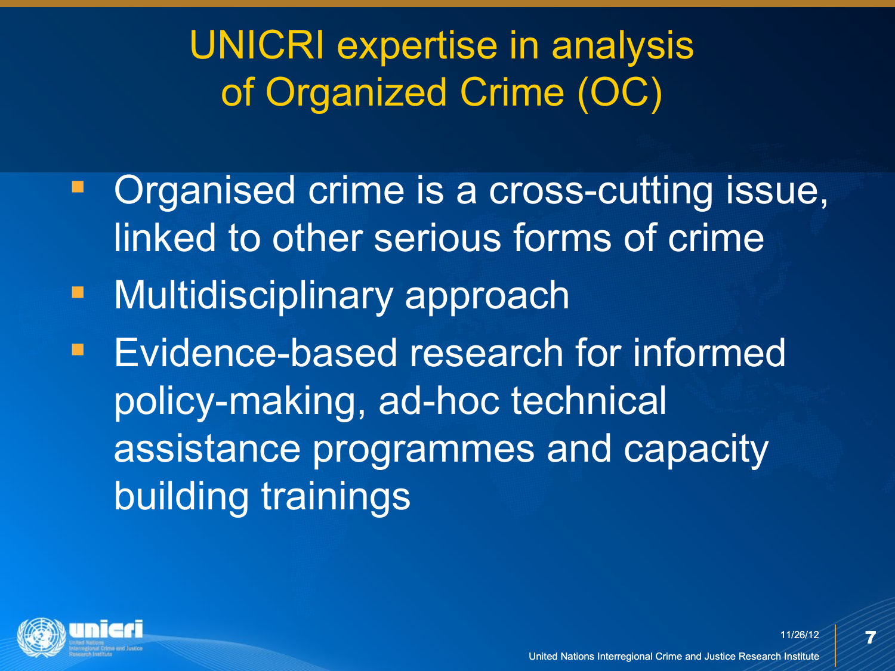# UNICRI expertise in analysis of Organized Crime (OC)

- Organised crime is a cross-cutting issue, linked to other serious forms of crime
- Multidisciplinary approach
- Evidence-based research for informed policy-making, ad-hoc technical assistance programmes and capacity building trainings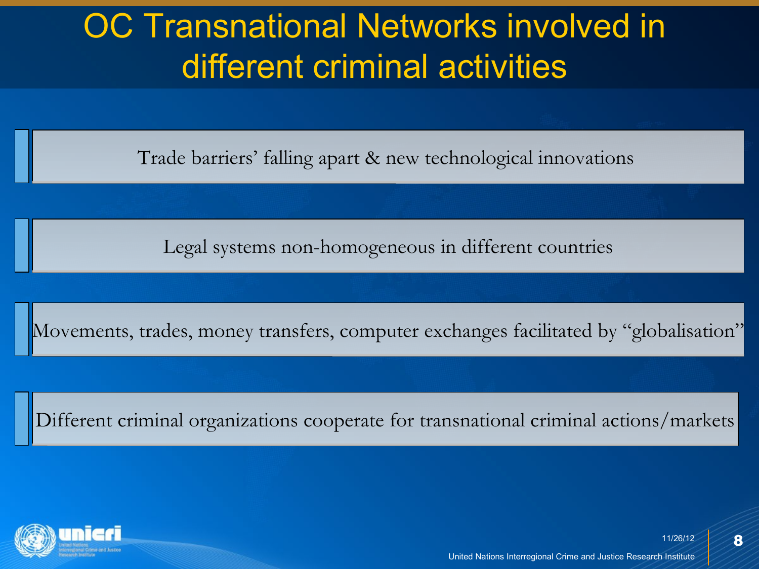# OC Transnational Networks involved in different criminal activities

- Trade barriers' falling apart & new technological innovations
- Legal systems non-homogeneous in different countries
- Movements, trades, money transfers, computer exchanges facilitated by "globalisation"
- Different criminal organizations cooperate for transnational criminal actions/markets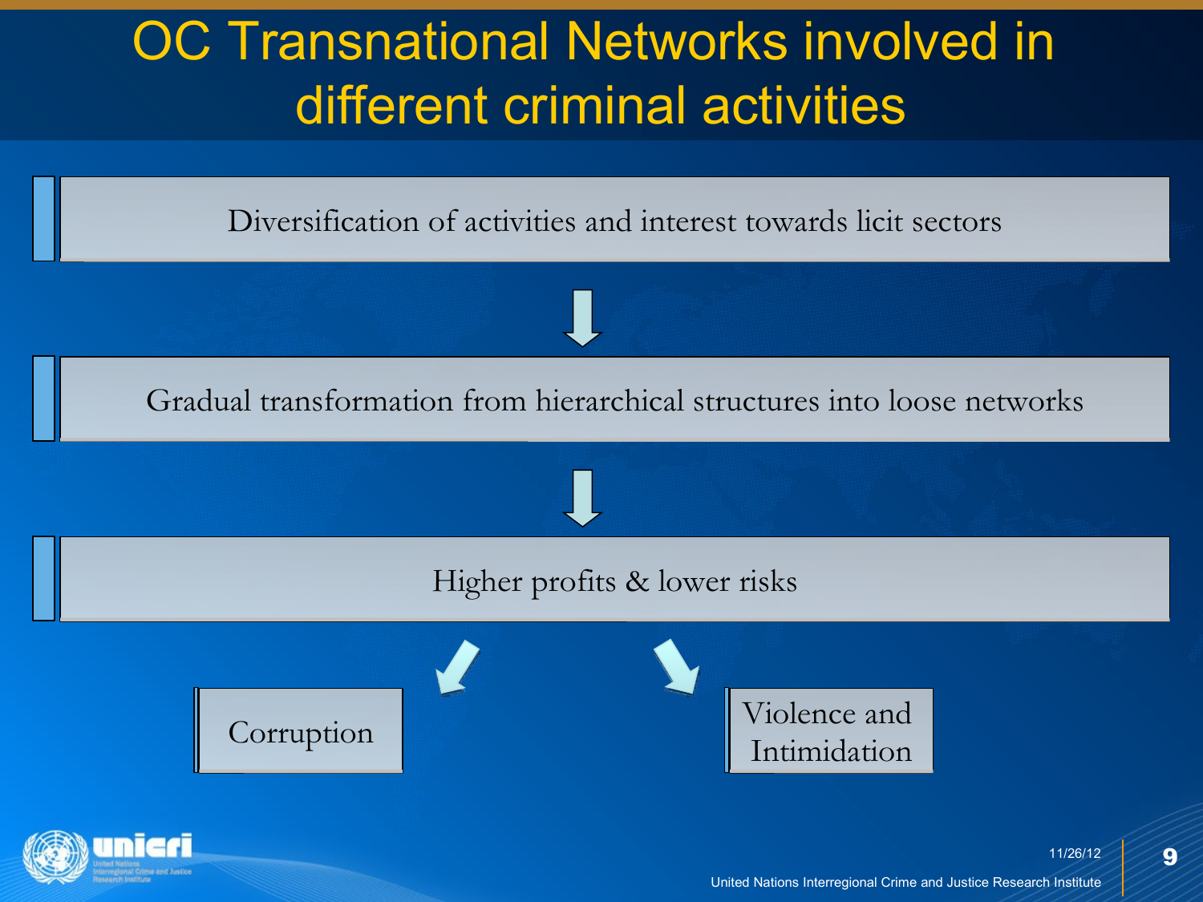# OC Transnational Networks involved in different criminal activities

Diversification of activities and interest towards licit sectors

↓

Gradual transformation from hierarchical structures into loose networks

↓

Higher profits & lower risks

Corruption

Violence and Intimidation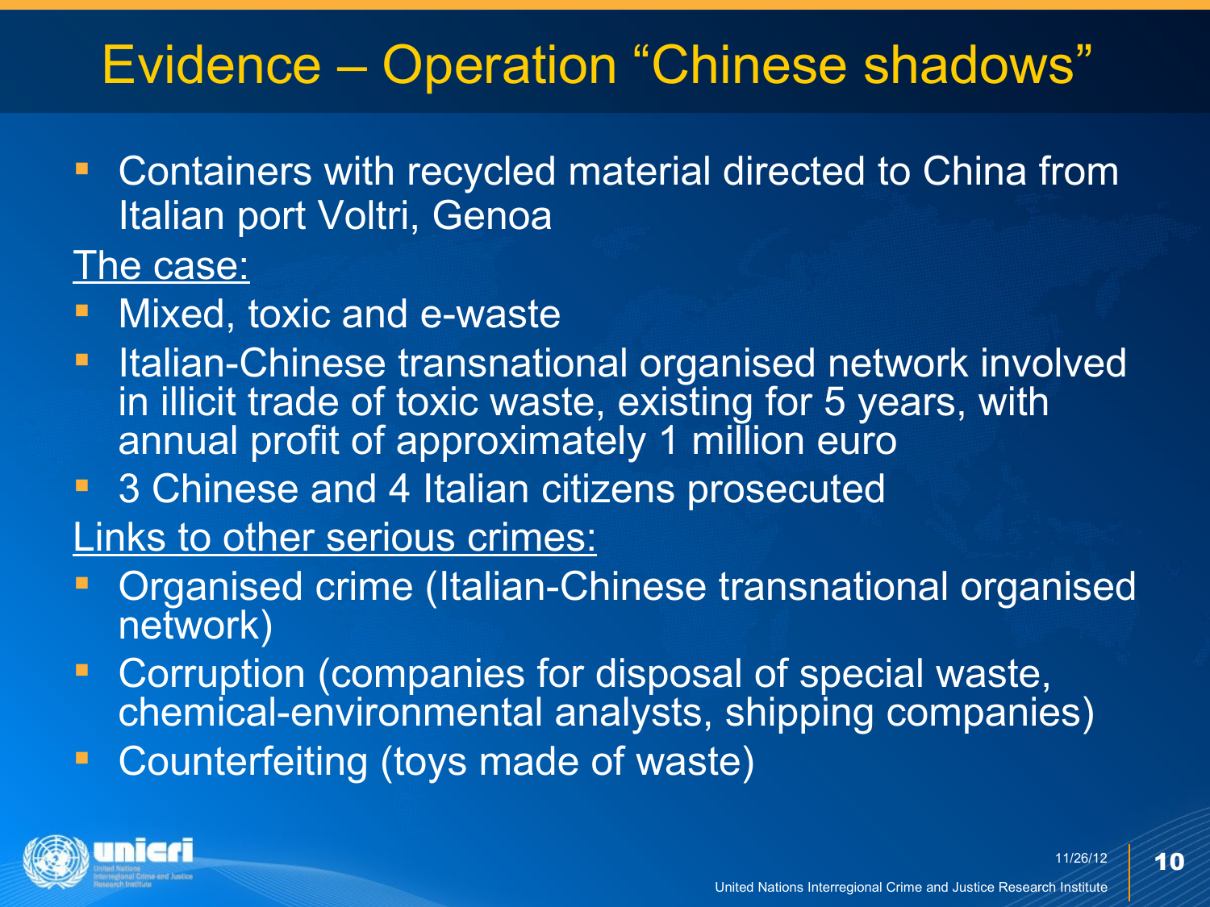# Evidence – Operation "Chinese shadows"

- Containers with recycled material directed to China from Italian port Voltri, Genoa

The case:

- Mixed, toxic and e-waste
- Italian-Chinese transnational organised network involved in illicit trade of toxic waste, existing for 5 years, with annual profit of approximately 1 million euro
- 3 Chinese and 4 Italian citizens prosecuted

Links to other serious crimes:

- Organised crime (Italian-Chinese transnational organised network)
- Corruption (companies for disposal of special waste, chemical-environmental analysts, shipping companies)
- Counterfeiting (toys made of waste)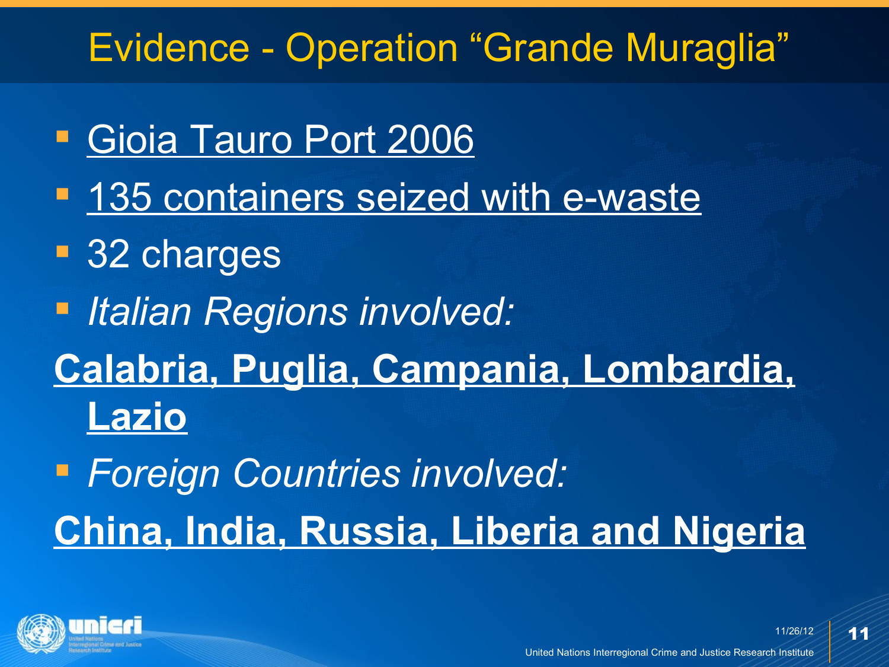# Evidence - Operation "Grande Muraglia"

- Gioia Tauro Port 2006
- 135 containers seized with e-waste
- 32 charges
- *Italian Regions involved:*

**Calabria, Puglia, Campania, Lombardia, Lazio**

- *Foreign Countries involved:*

**China, India, Russia, Liberia and Nigeria**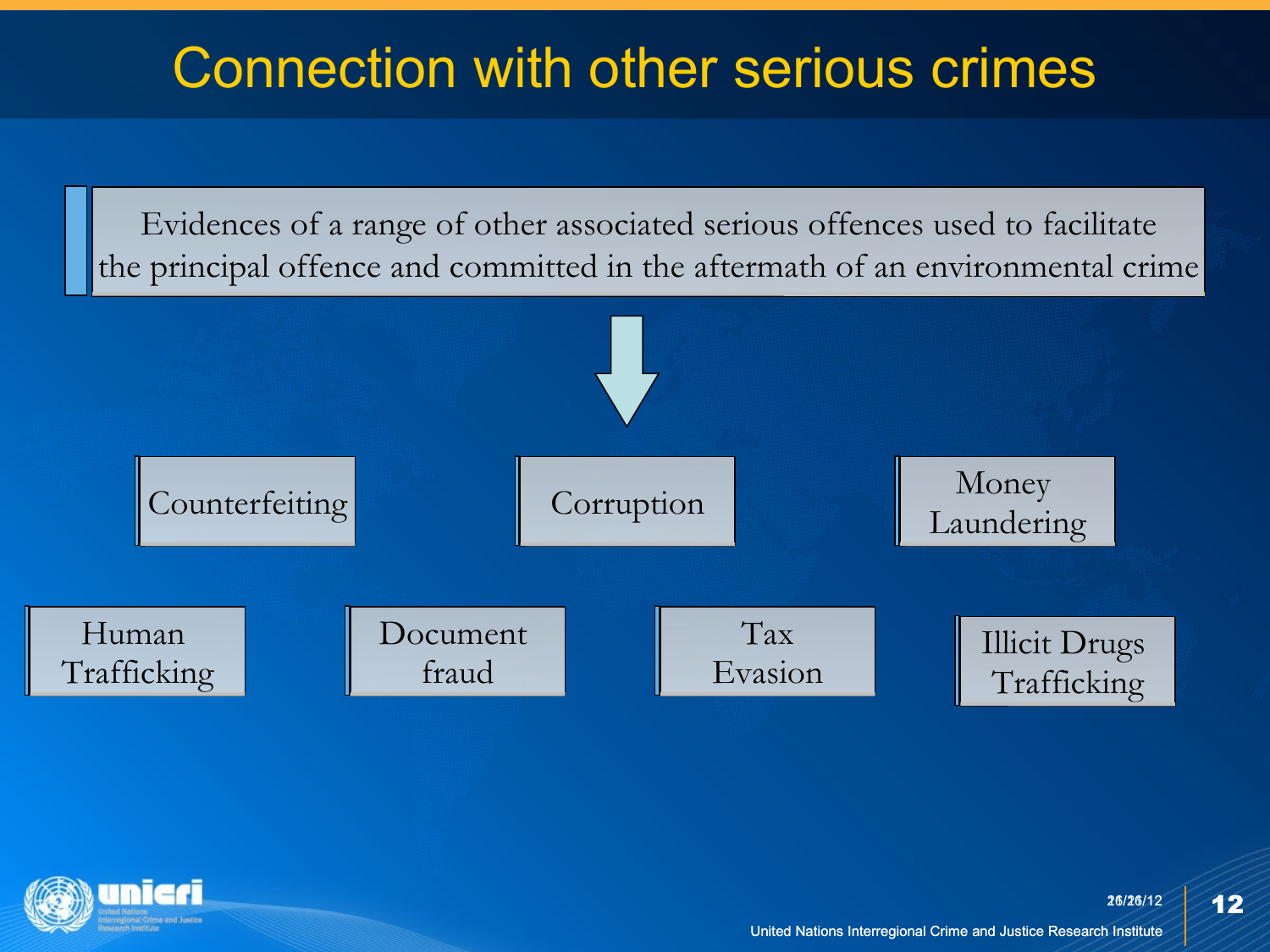# Connection with other serious crimes

Evidences of a range of other associated serious offences used to facilitate the principal offence and committed in the aftermath of an environmental crime

- Counterfeiting
- Corruption
- Money Laundering
- Human Trafficking
- Document fraud
- Tax Evasion
- Illicit Drugs Trafficking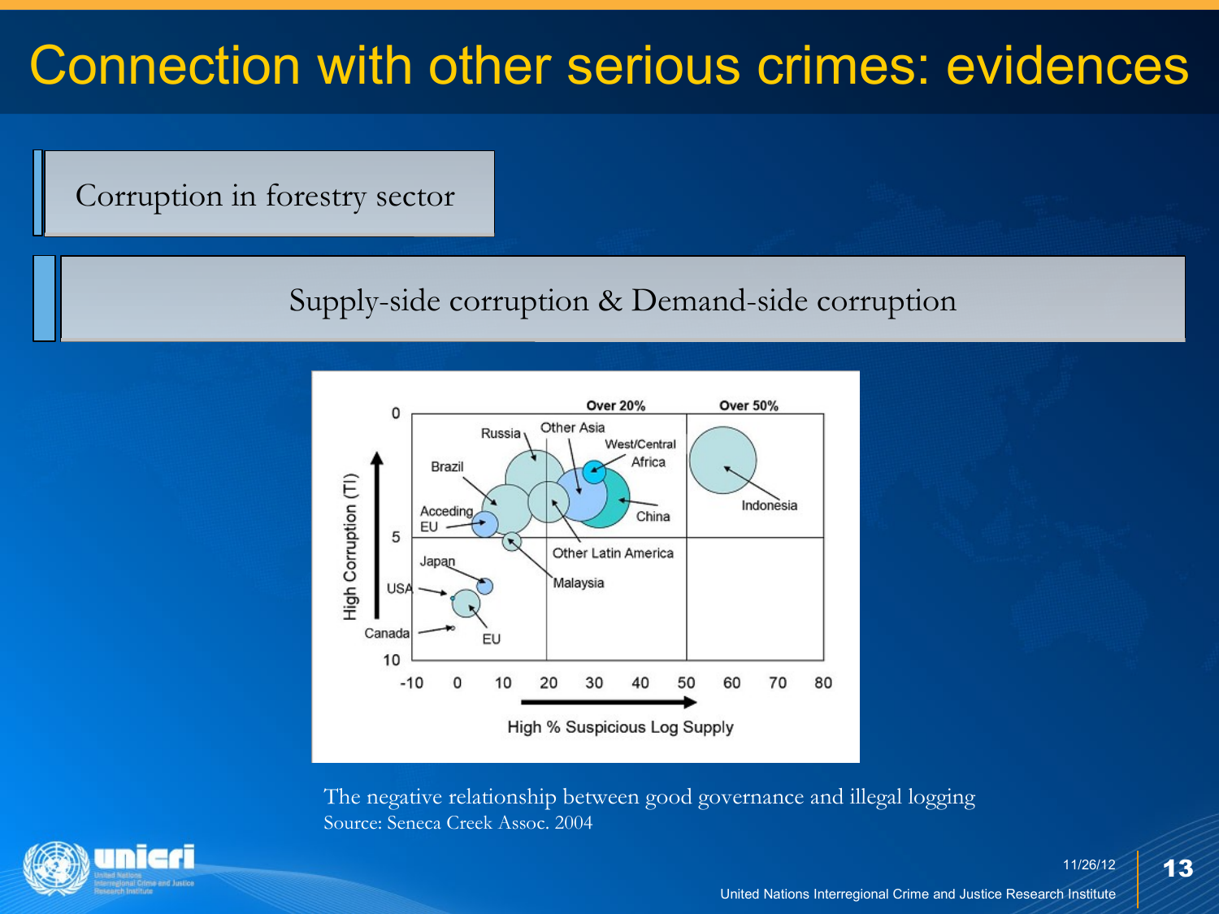# Connection with other serious crimes: evidences

Corruption in forestry sector

Supply-side corruption & Demand-side corruption

The negative relationship between good governance and illegal logging
Source: Seneca Creek Assoc. 2004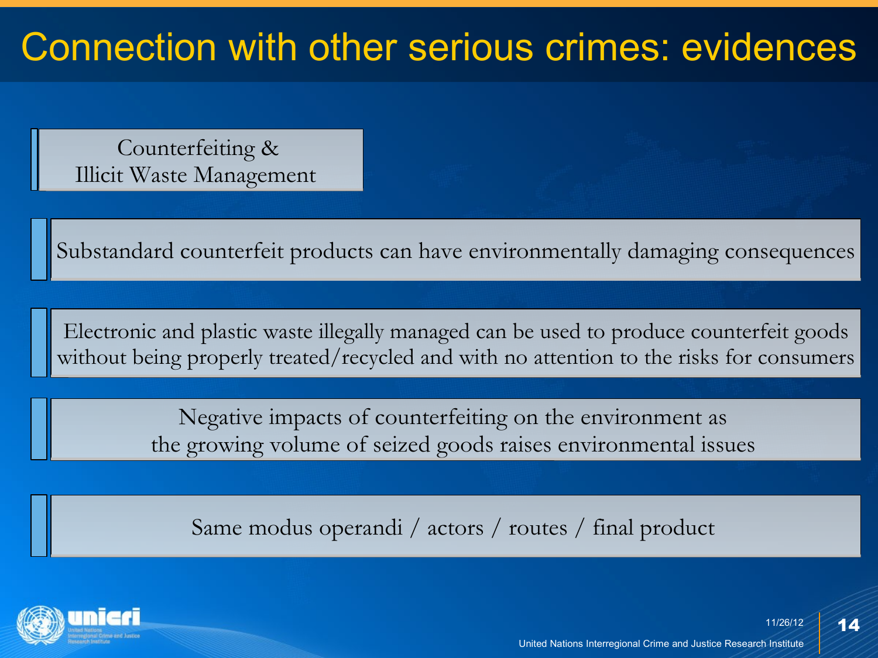# Connection with other serious crimes: evidences

## Counterfeiting & Illicit Waste Management

Substandard counterfeit products can have environmentally damaging consequences

Electronic and plastic waste illegally managed can be used to produce counterfeit goods without being properly treated/recycled and with no attention to the risks for consumers

Negative impacts of counterfeiting on the environment as the growing volume of seized goods raises environmental issues

Same modus operandi / actors / routes / final product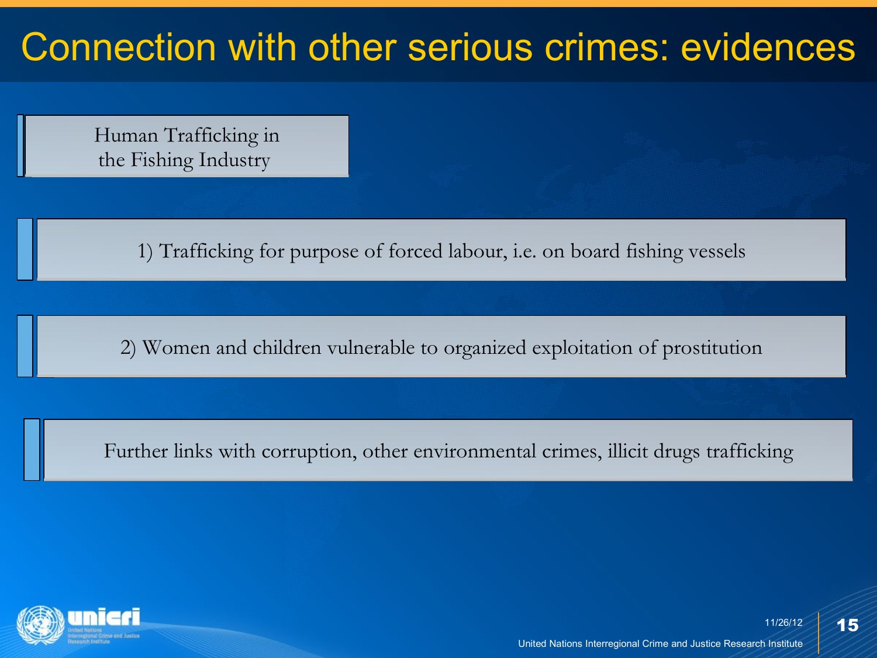# Connection with other serious crimes: evidences

**Human Trafficking in the Fishing Industry**

1) Trafficking for purpose of forced labour, i.e. on board fishing vessels

2) Women and children vulnerable to organized exploitation of prostitution

Further links with corruption, other environmental crimes, illicit drugs trafficking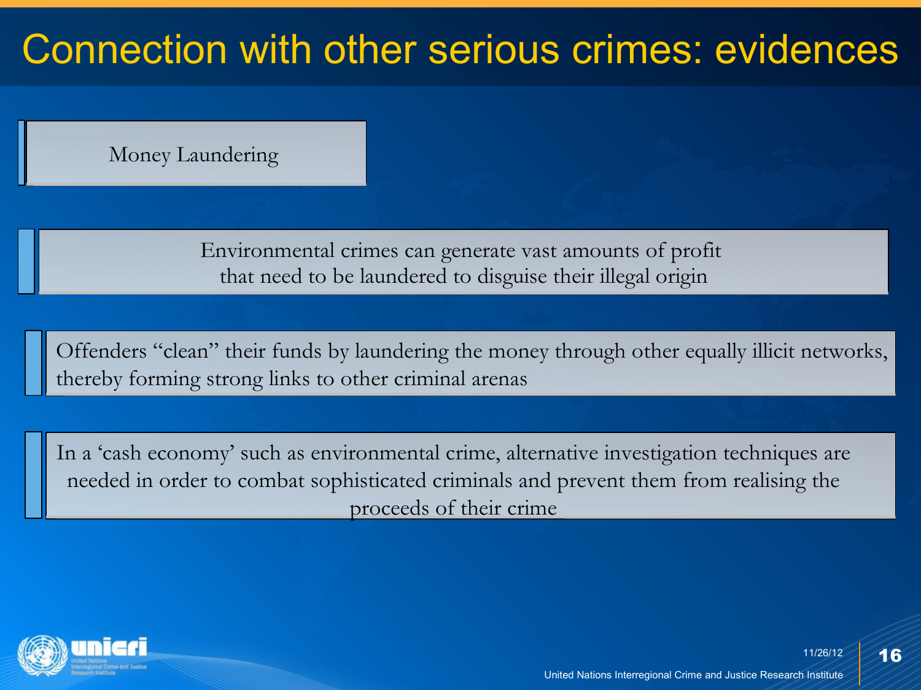# Connection with other serious crimes: evidences

## Money Laundering

Environmental crimes can generate vast amounts of profit that need to be laundered to disguise their illegal origin

Offenders "clean" their funds by laundering the money through other equally illicit networks, thereby forming strong links to other criminal arenas

In a 'cash economy' such as environmental crime, alternative investigation techniques are needed in order to combat sophisticated criminals and prevent them from realising the proceeds of their crime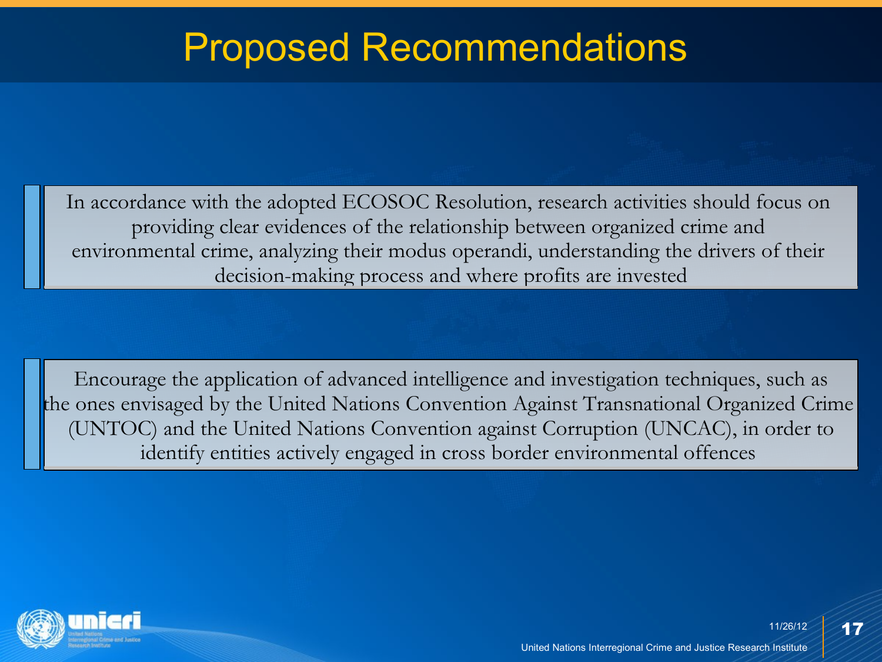# Proposed Recommendations

In accordance with the adopted ECOSOC Resolution, research activities should focus on providing clear evidences of the relationship between organized crime and environmental crime, analyzing their modus operandi, understanding the drivers of their decision-making process and where profits are invested

Encourage the application of advanced intelligence and investigation techniques, such as the ones envisaged by the United Nations Convention Against Transnational Organized Crime (UNTOC) and the United Nations Convention against Corruption (UNCAC), in order to identify entities actively engaged in cross border environmental offences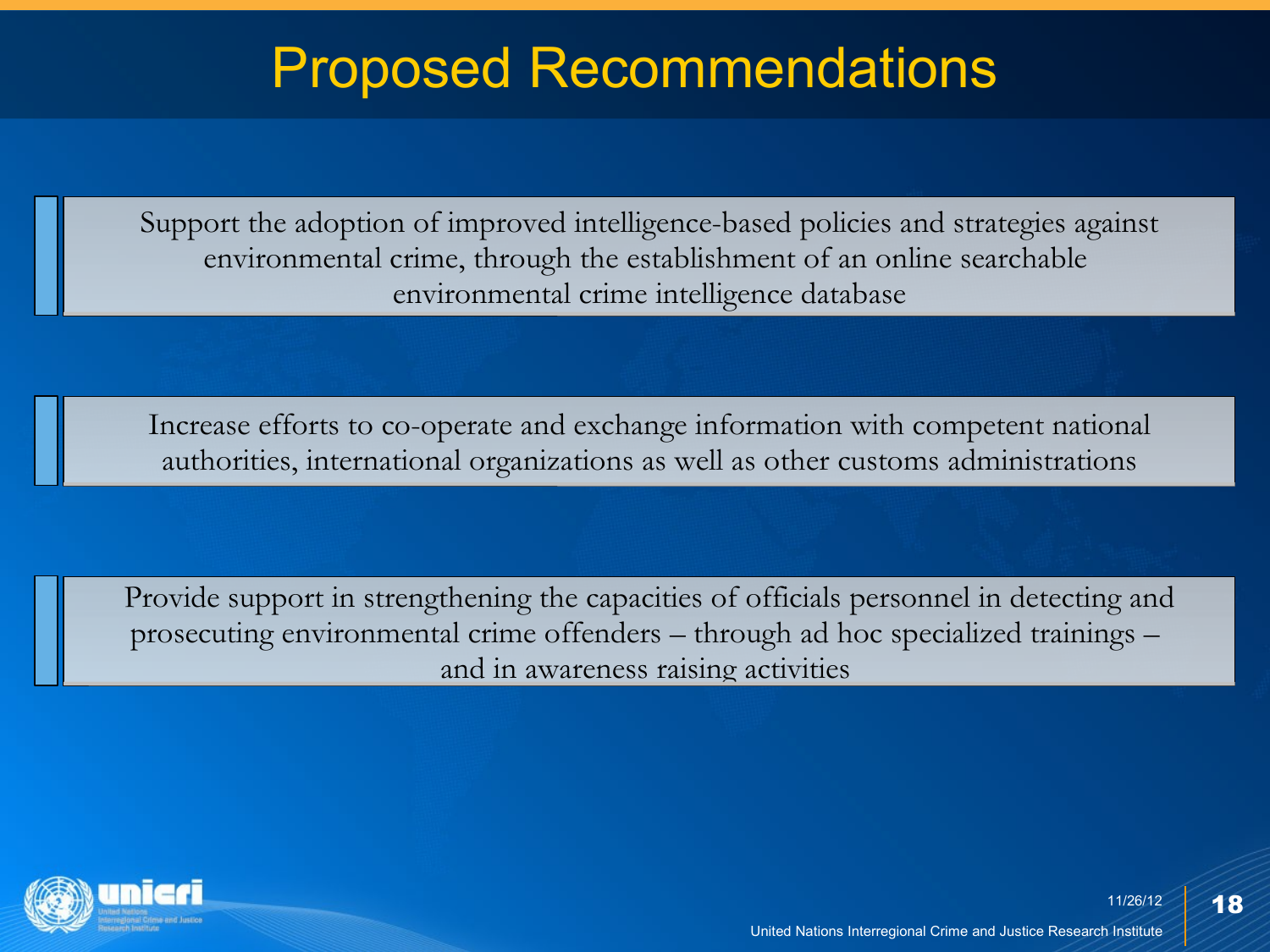# Proposed Recommendations

Support the adoption of improved intelligence-based policies and strategies against environmental crime, through the establishment of an online searchable environmental crime intelligence database

Increase efforts to co-operate and exchange information with competent national authorities, international organizations as well as other customs administrations

Provide support in strengthening the capacities of officials personnel in detecting and prosecuting environmental crime offenders – through ad hoc specialized trainings – and in awareness raising activities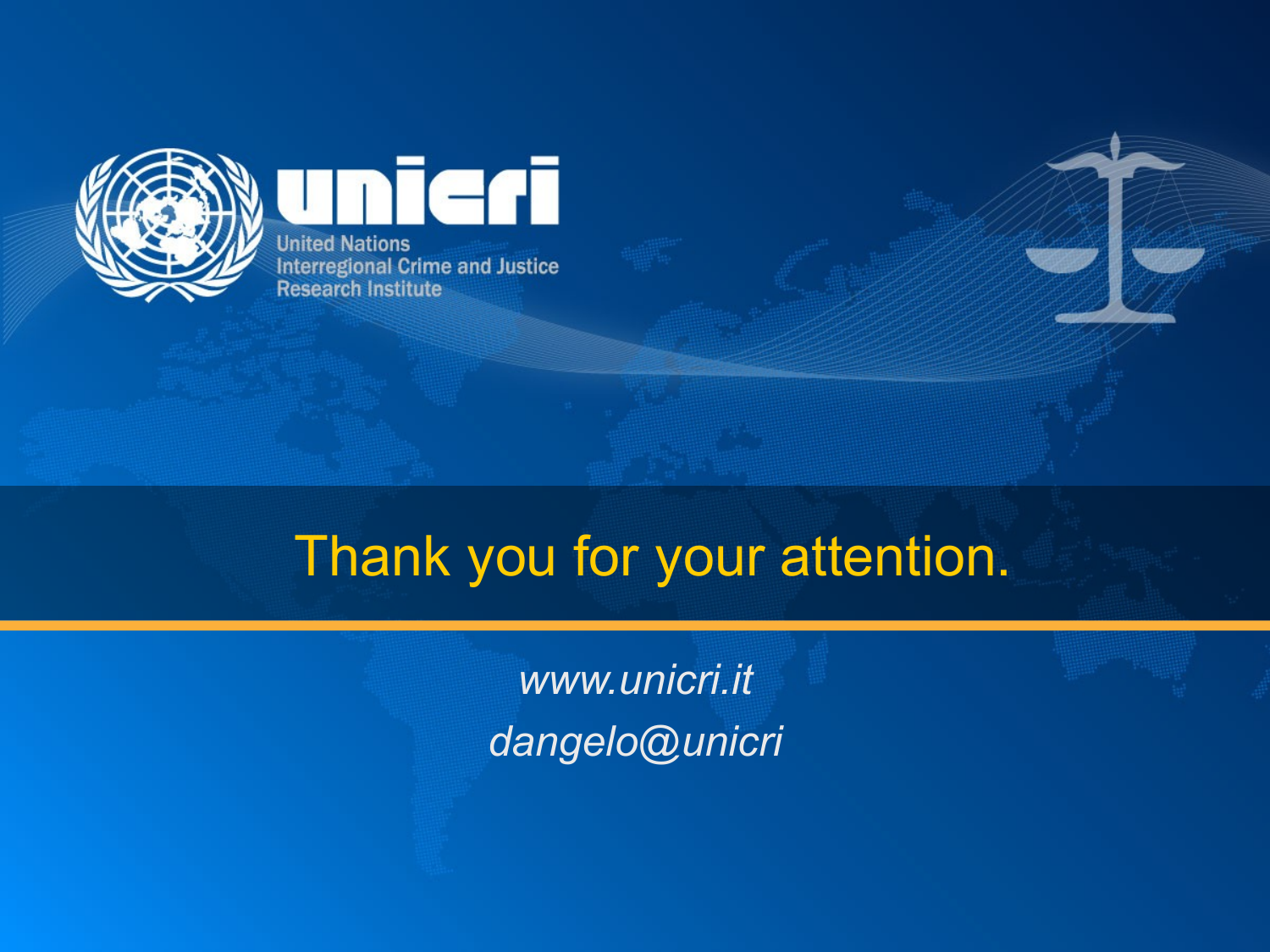unicri

United Nations
Interregional Crime and Justice
Research Institute

# Thank you for your attention.

*www.unicri.it*

*dangelo@unicri*